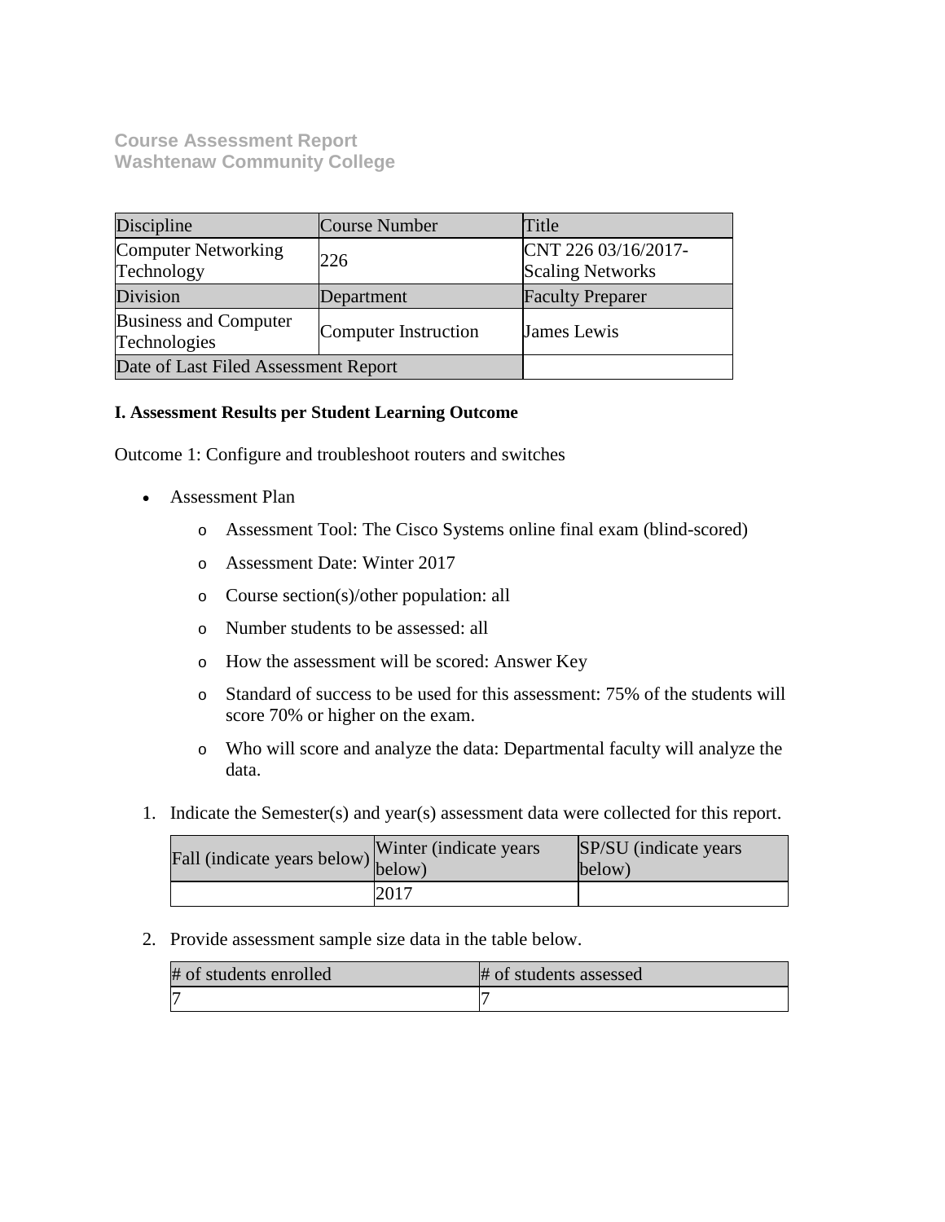**Course Assessment Report**
**Washtenaw Community College**

| Discipline | Course Number | Title |
|---|---|---|
| Computer Networking Technology | 226 | CNT 226 03/16/2017- Scaling Networks |
| Division | Department | Faculty Preparer |
| Business and Computer Technologies | Computer Instruction | James Lewis |
| Date of Last Filed Assessment Report | | |

**I. Assessment Results per Student Learning Outcome**

Outcome 1: Configure and troubleshoot routers and switches

- Assessment Plan
    - Assessment Tool: The Cisco Systems online final exam (blind-scored)
    - Assessment Date: Winter 2017
    - Course section(s)/other population: all
    - Number students to be assessed: all
    - How the assessment will be scored: Answer Key
    - Standard of success to be used for this assessment: 75% of the students will score 70% or higher on the exam.
    - Who will score and analyze the data: Departmental faculty will analyze the data.

1. Indicate the Semester(s) and year(s) assessment data were collected for this report.

| Fall (indicate years below) | Winter (indicate years below) | SP/SU (indicate years below) |
|---|---|---|
| | 2017 | |

2. Provide assessment sample size data in the table below.

| # of students enrolled | # of students assessed |
|---|---|
| 7 | 7 |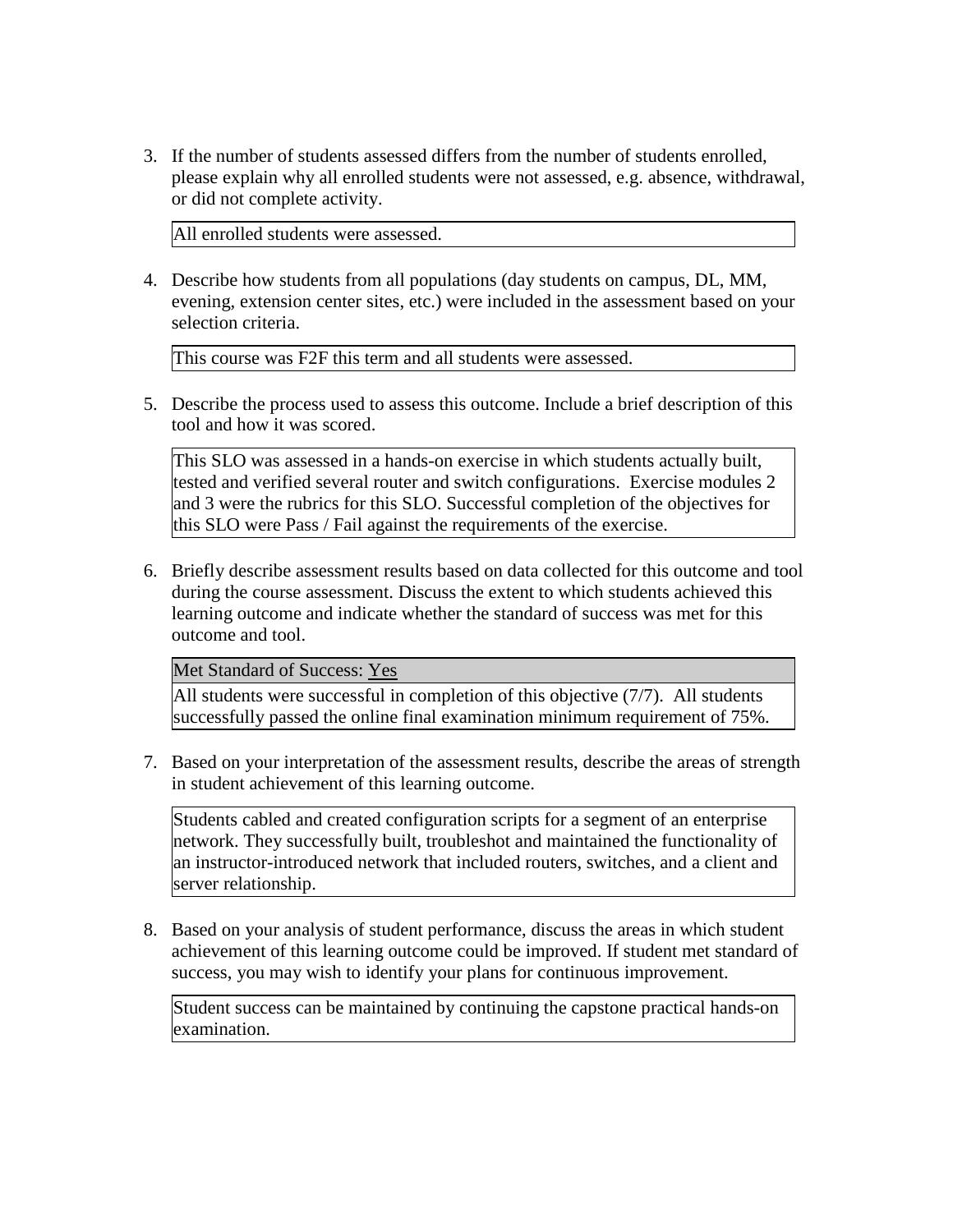3. If the number of students assessed differs from the number of students enrolled, please explain why all enrolled students were not assessed, e.g. absence, withdrawal, or did not complete activity.

   All enrolled students were assessed.

4. Describe how students from all populations (day students on campus, DL, MM, evening, extension center sites, etc.) were included in the assessment based on your selection criteria.

   This course was F2F this term and all students were assessed.

5. Describe the process used to assess this outcome. Include a brief description of this tool and how it was scored.

   This SLO was assessed in a hands-on exercise in which students actually built, tested and verified several router and switch configurations. Exercise modules 2 and 3 were the rubrics for this SLO. Successful completion of the objectives for this SLO were Pass / Fail against the requirements of the exercise.

6. Briefly describe assessment results based on data collected for this outcome and tool during the course assessment. Discuss the extent to which students achieved this learning outcome and indicate whether the standard of success was met for this outcome and tool.

   Met Standard of Success: Yes

   All students were successful in completion of this objective (7/7). All students successfully passed the online final examination minimum requirement of 75%.

7. Based on your interpretation of the assessment results, describe the areas of strength in student achievement of this learning outcome.

   Students cabled and created configuration scripts for a segment of an enterprise network. They successfully built, troubleshot and maintained the functionality of an instructor-introduced network that included routers, switches, and a client and server relationship.

8. Based on your analysis of student performance, discuss the areas in which student achievement of this learning outcome could be improved. If student met standard of success, you may wish to identify your plans for continuous improvement.

   Student success can be maintained by continuing the capstone practical hands-on examination.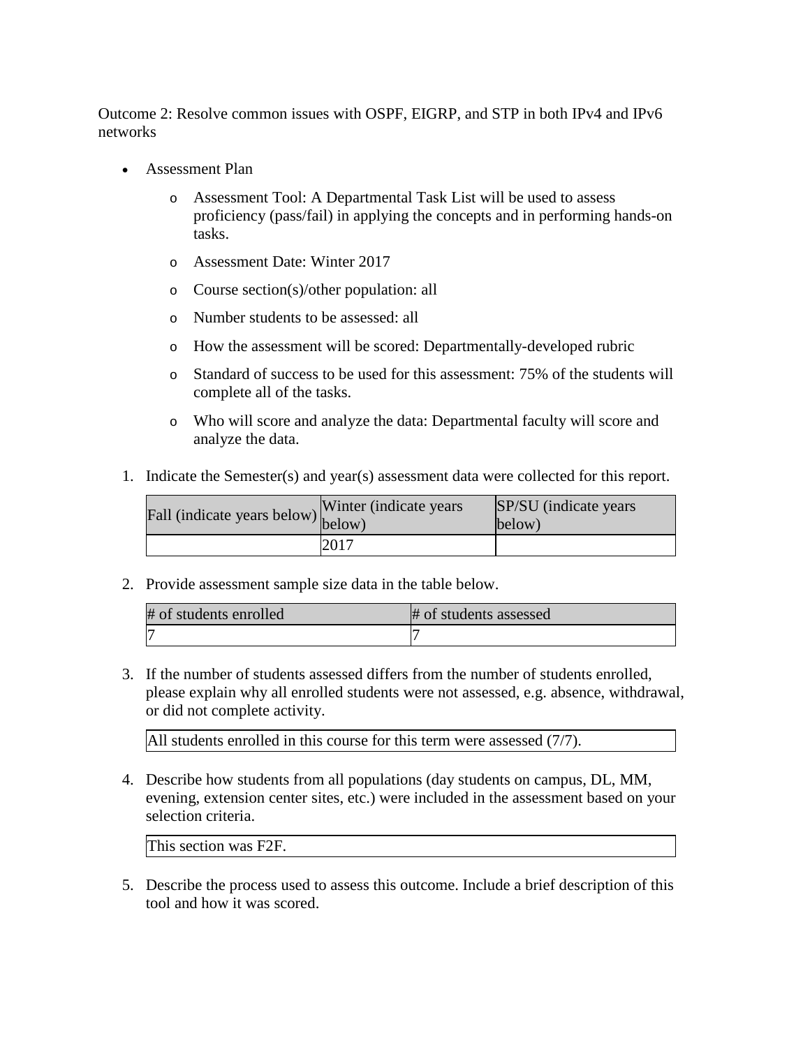Outcome 2: Resolve common issues with OSPF, EIGRP, and STP in both IPv4 and IPv6 networks

- Assessment Plan
    - Assessment Tool: A Departmental Task List will be used to assess proficiency (pass/fail) in applying the concepts and in performing hands-on tasks.
    - Assessment Date: Winter 2017
    - Course section(s)/other population: all
    - Number students to be assessed: all
    - How the assessment will be scored: Departmentally-developed rubric
    - Standard of success to be used for this assessment: 75% of the students will complete all of the tasks.
    - Who will score and analyze the data: Departmental faculty will score and analyze the data.

1. Indicate the Semester(s) and year(s) assessment data were collected for this report.

| Fall (indicate years below) | Winter (indicate years below) | SP/SU (indicate years below) |
|---|---|---|
| | 2017 | |

2. Provide assessment sample size data in the table below.

| # of students enrolled | # of students assessed |
|---|---|
| 7 | 7 |

3. If the number of students assessed differs from the number of students enrolled, please explain why all enrolled students were not assessed, e.g. absence, withdrawal, or did not complete activity.

| All students enrolled in this course for this term were assessed (7/7). |
|---|

4. Describe how students from all populations (day students on campus, DL, MM, evening, extension center sites, etc.) were included in the assessment based on your selection criteria.

| This section was F2F. |
|---|

5. Describe the process used to assess this outcome. Include a brief description of this tool and how it was scored.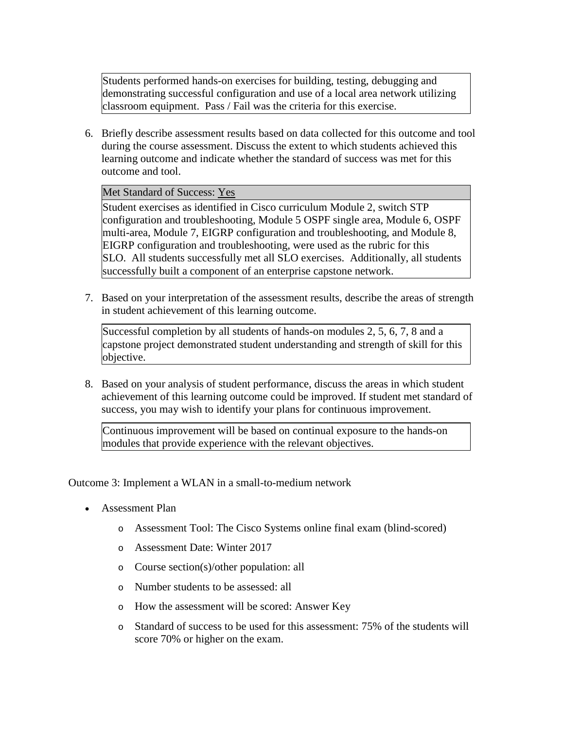Students performed hands-on exercises for building, testing, debugging and demonstrating successful configuration and use of a local area network utilizing classroom equipment. Pass / Fail was the criteria for this exercise.

6. Briefly describe assessment results based on data collected for this outcome and tool during the course assessment. Discuss the extent to which students achieved this learning outcome and indicate whether the standard of success was met for this outcome and tool.

| Met Standard of Success: Yes |
| --- |
| Student exercises as identified in Cisco curriculum Module 2, switch STP configuration and troubleshooting, Module 5 OSPF single area, Module 6, OSPF multi-area, Module 7, EIGRP configuration and troubleshooting, and Module 8, EIGRP configuration and troubleshooting, were used as the rubric for this SLO. All students successfully met all SLO exercises. Additionally, all students successfully built a component of an enterprise capstone network. |

7. Based on your interpretation of the assessment results, describe the areas of strength in student achievement of this learning outcome.

Successful completion by all students of hands-on modules 2, 5, 6, 7, 8 and a capstone project demonstrated student understanding and strength of skill for this objective.

8. Based on your analysis of student performance, discuss the areas in which student achievement of this learning outcome could be improved. If student met standard of success, you may wish to identify your plans for continuous improvement.

Continuous improvement will be based on continual exposure to the hands-on modules that provide experience with the relevant objectives.

Outcome 3: Implement a WLAN in a small-to-medium network

- Assessment Plan
  - Assessment Tool: The Cisco Systems online final exam (blind-scored)
  - Assessment Date: Winter 2017
  - Course section(s)/other population: all
  - Number students to be assessed: all
  - How the assessment will be scored: Answer Key
  - Standard of success to be used for this assessment: 75% of the students will score 70% or higher on the exam.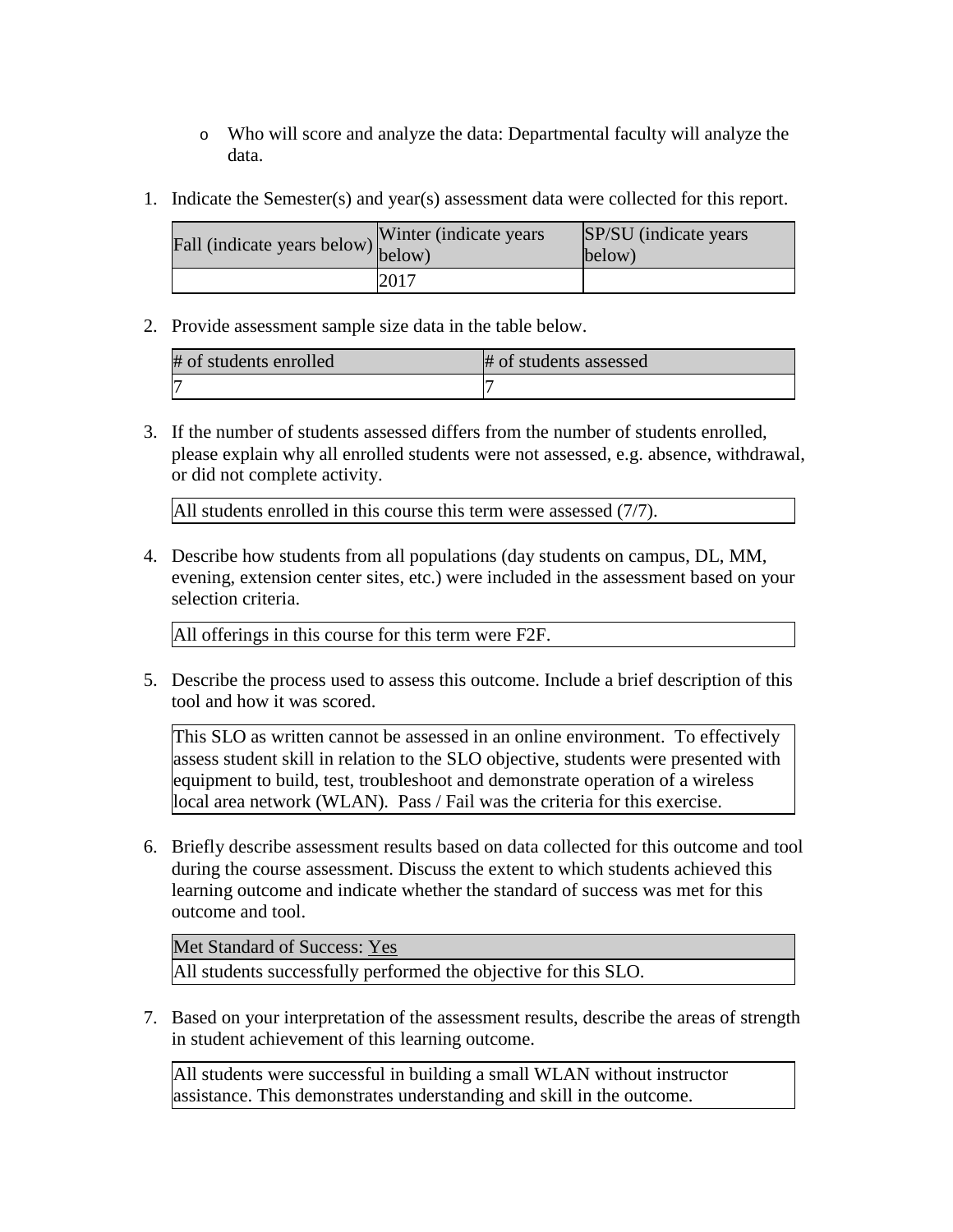- Who will score and analyze the data: Departmental faculty will analyze the data.

1. Indicate the Semester(s) and year(s) assessment data were collected for this report.

| Fall (indicate years below) | Winter (indicate years below) | SP/SU (indicate years below) |
|---|---|---|
| | 2017 | |

2. Provide assessment sample size data in the table below.

| # of students enrolled | # of students assessed |
|---|---|
| 7 | 7 |

3. If the number of students assessed differs from the number of students enrolled, please explain why all enrolled students were not assessed, e.g. absence, withdrawal, or did not complete activity.

| All students enrolled in this course this term were assessed (7/7). |
|---|

4. Describe how students from all populations (day students on campus, DL, MM, evening, extension center sites, etc.) were included in the assessment based on your selection criteria.

| All offerings in this course for this term were F2F. |
|---|

5. Describe the process used to assess this outcome. Include a brief description of this tool and how it was scored.

| This SLO as written cannot be assessed in an online environment. To effectively assess student skill in relation to the SLO objective, students were presented with equipment to build, test, troubleshoot and demonstrate operation of a wireless local area network (WLAN). Pass / Fail was the criteria for this exercise. |
|---|

6. Briefly describe assessment results based on data collected for this outcome and tool during the course assessment. Discuss the extent to which students achieved this learning outcome and indicate whether the standard of success was met for this outcome and tool.

| Met Standard of Success: Yes |
|---|
| All students successfully performed the objective for this SLO. |

7. Based on your interpretation of the assessment results, describe the areas of strength in student achievement of this learning outcome.

| All students were successful in building a small WLAN without instructor assistance. This demonstrates understanding and skill in the outcome. |
|---|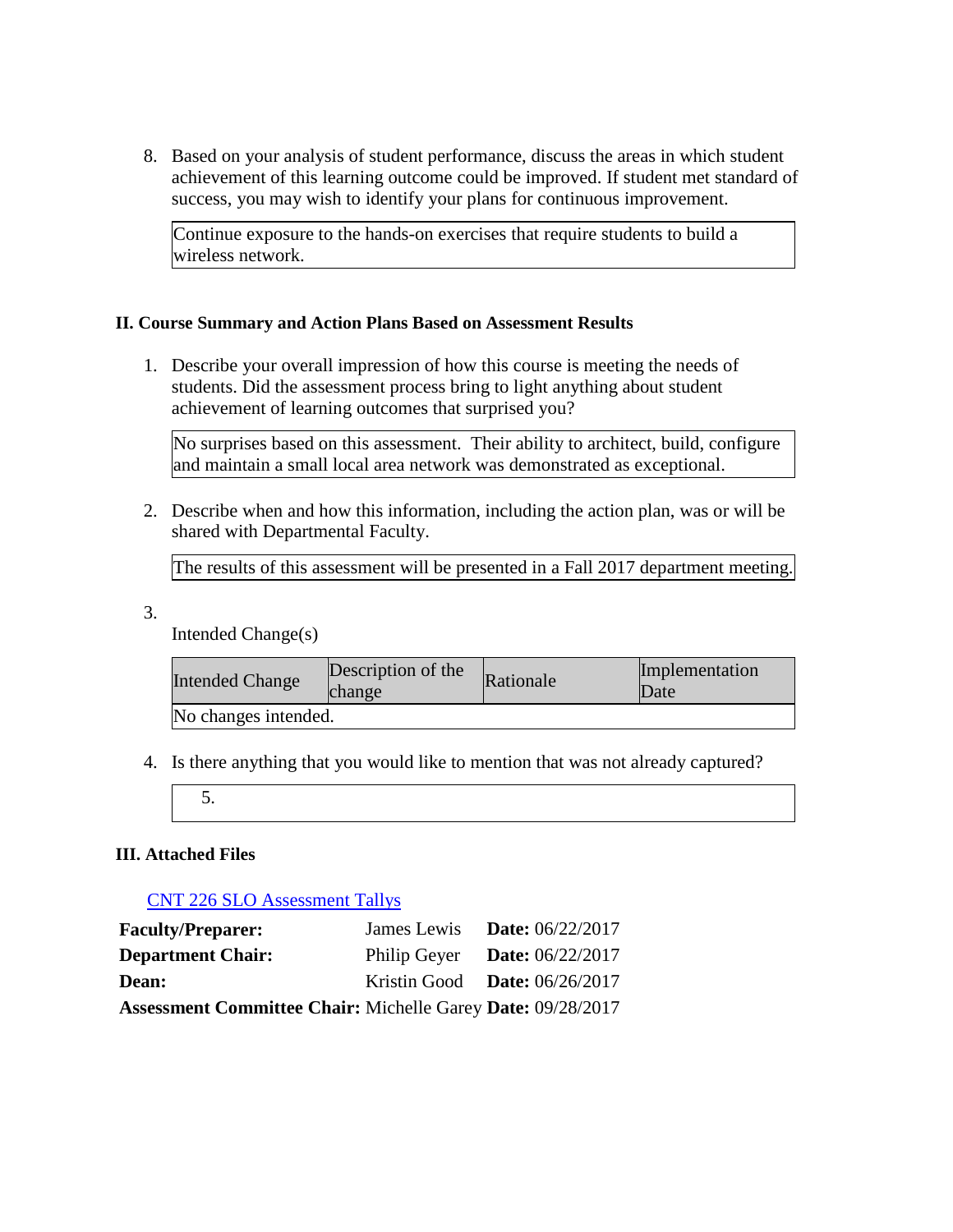8. Based on your analysis of student performance, discuss the areas in which student achievement of this learning outcome could be improved. If student met standard of success, you may wish to identify your plans for continuous improvement.

   Continue exposure to the hands-on exercises that require students to build a wireless network.

## II. Course Summary and Action Plans Based on Assessment Results

1. Describe your overall impression of how this course is meeting the needs of students. Did the assessment process bring to light anything about student achievement of learning outcomes that surprised you?

   No surprises based on this assessment. Their ability to architect, build, configure and maintain a small local area network was demonstrated as exceptional.

2. Describe when and how this information, including the action plan, was or will be shared with Departmental Faculty.

   The results of this assessment will be presented in a Fall 2017 department meeting.

3. Intended Change(s)

| Intended Change | Description of the change | Rationale | Implementation Date |
|---|---|---|---|
| No changes intended. | | | |

4. Is there anything that you would like to mention that was not already captured?

   5.

## III. Attached Files

[CNT 226 SLO Assessment Tallys]

| | | |
|---|---|---|
| **Faculty/Preparer:** | James Lewis | **Date:** 06/22/2017 |
| **Department Chair:** | Philip Geyer | **Date:** 06/22/2017 |
| **Dean:** | Kristin Good | **Date:** 06/26/2017 |
| **Assessment Committee Chair:** | Michelle Garey | **Date:** 09/28/2017 |